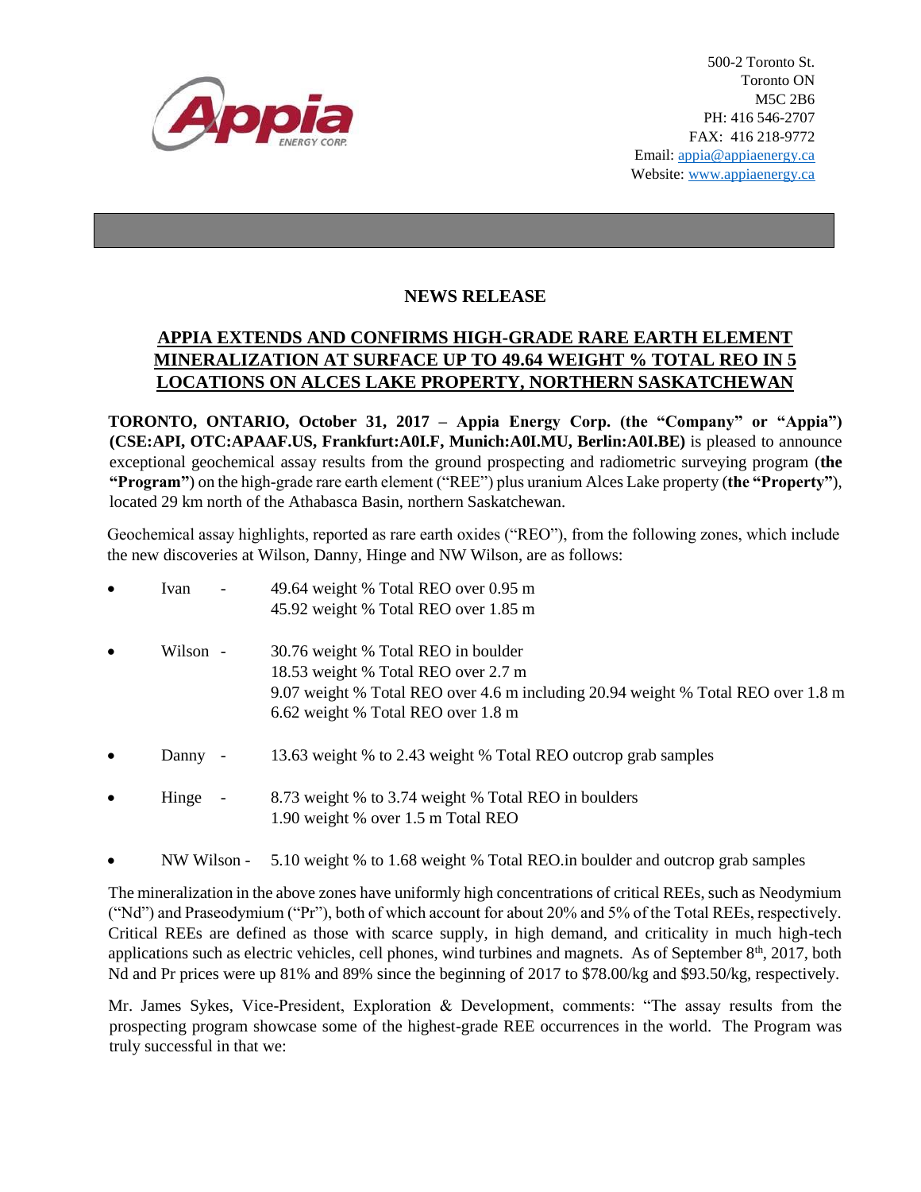500-2 Toronto St.
Toronto ON
M5C 2B6
PH: 416 546-2707
FAX: 416 218-9772
Email: appia@appiaenergy.ca
Website: www.appiaenergy.ca

## NEWS RELEASE

## APPIA EXTENDS AND CONFIRMS HIGH-GRADE RARE EARTH ELEMENT MINERALIZATION AT SURFACE UP TO 49.64 WEIGHT % TOTAL REO IN 5 LOCATIONS ON ALCES LAKE PROPERTY, NORTHERN SASKATCHEWAN

**TORONTO, ONTARIO, October 31, 2017 – Appia Energy Corp. (the "Company" or "Appia") (CSE:API, OTC:APAAF.US, Frankfurt:A0I.F, Munich:A0I.MU, Berlin:A0I.BE)** is pleased to announce exceptional geochemical assay results from the ground prospecting and radiometric surveying program (**the "Program"**) on the high-grade rare earth element ("REE") plus uranium Alces Lake property (**the "Property"**), located 29 km north of the Athabasca Basin, northern Saskatchewan.

Geochemical assay highlights, reported as rare earth oxides ("REO"), from the following zones, which include the new discoveries at Wilson, Danny, Hinge and NW Wilson, are as follows:

- Ivan - 49.64 weight % Total REO over 0.95 m
  45.92 weight % Total REO over 1.85 m
- Wilson - 30.76 weight % Total REO in boulder
  18.53 weight % Total REO over 2.7 m
  9.07 weight % Total REO over 4.6 m including 20.94 weight % Total REO over 1.8 m
  6.62 weight % Total REO over 1.8 m
- Danny - 13.63 weight % to 2.43 weight % Total REO outcrop grab samples
- Hinge - 8.73 weight % to 3.74 weight % Total REO in boulders
  1.90 weight % over 1.5 m Total REO
- NW Wilson - 5.10 weight % to 1.68 weight % Total REO.in boulder and outcrop grab samples

The mineralization in the above zones have uniformly high concentrations of critical REEs, such as Neodymium ("Nd") and Praseodymium ("Pr"), both of which account for about 20% and 5% of the Total REEs, respectively. Critical REEs are defined as those with scarce supply, in high demand, and criticality in much high-tech applications such as electric vehicles, cell phones, wind turbines and magnets. As of September 8th, 2017, both Nd and Pr prices were up 81% and 89% since the beginning of 2017 to $78.00/kg and $93.50/kg, respectively.

Mr. James Sykes, Vice-President, Exploration & Development, comments: "The assay results from the prospecting program showcase some of the highest-grade REE occurrences in the world. The Program was truly successful in that we: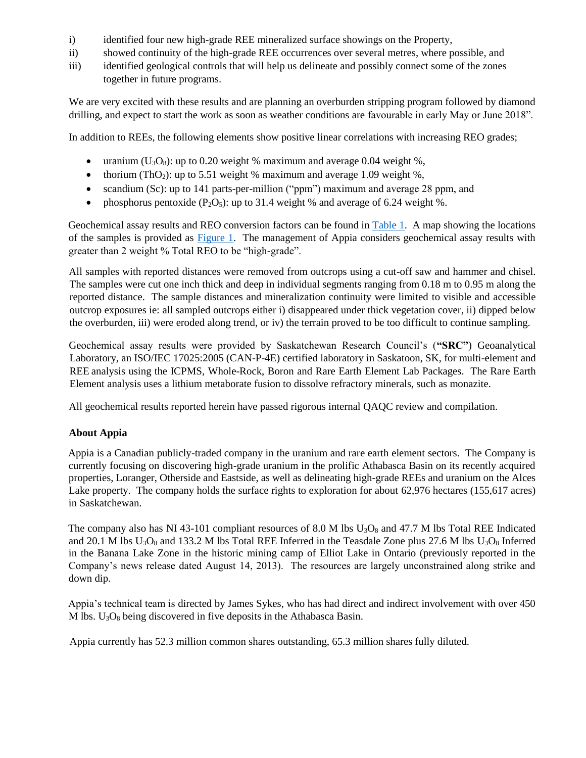i) identified four new high-grade REE mineralized surface showings on the Property,
ii) showed continuity of the high-grade REE occurrences over several metres, where possible, and
iii) identified geological controls that will help us delineate and possibly connect some of the zones together in future programs.

We are very excited with these results and are planning an overburden stripping program followed by diamond drilling, and expect to start the work as soon as weather conditions are favourable in early May or June 2018".

In addition to REEs, the following elements show positive linear correlations with increasing REO grades;

- uranium ($U_3O_8$): up to 0.20 weight % maximum and average 0.04 weight %,
- thorium ($ThO_2$): up to 5.51 weight % maximum and average 1.09 weight %,
- scandium (Sc): up to 141 parts-per-million ("ppm") maximum and average 28 ppm, and
- phosphorus pentoxide ($P_2O_5$): up to 31.4 weight % and average of 6.24 weight %.

Geochemical assay results and REO conversion factors can be found in Table 1. A map showing the locations of the samples is provided as Figure 1. The management of Appia considers geochemical assay results with greater than 2 weight % Total REO to be "high-grade".

All samples with reported distances were removed from outcrops using a cut-off saw and hammer and chisel. The samples were cut one inch thick and deep in individual segments ranging from 0.18 m to 0.95 m along the reported distance. The sample distances and mineralization continuity were limited to visible and accessible outcrop exposures ie: all sampled outcrops either i) disappeared under thick vegetation cover, ii) dipped below the overburden, iii) were eroded along trend, or iv) the terrain proved to be too difficult to continue sampling.

Geochemical assay results were provided by Saskatchewan Research Council's (**"SRC"**) Geoanalytical Laboratory, an ISO/IEC 17025:2005 (CAN-P-4E) certified laboratory in Saskatoon, SK, for multi-element and REE analysis using the ICPMS, Whole-Rock, Boron and Rare Earth Element Lab Packages. The Rare Earth Element analysis uses a lithium metaborate fusion to dissolve refractory minerals, such as monazite.

All geochemical results reported herein have passed rigorous internal QAQC review and compilation.

**About Appia**

Appia is a Canadian publicly-traded company in the uranium and rare earth element sectors. The Company is currently focusing on discovering high-grade uranium in the prolific Athabasca Basin on its recently acquired properties, Loranger, Otherside and Eastside, as well as delineating high-grade REEs and uranium on the Alces Lake property. The company holds the surface rights to exploration for about 62,976 hectares (155,617 acres) in Saskatchewan.

The company also has NI 43-101 compliant resources of 8.0 M lbs $U_3O_8$ and 47.7 M lbs Total REE Indicated and 20.1 M lbs $U_3O_8$ and 133.2 M lbs Total REE Inferred in the Teasdale Zone plus 27.6 M lbs $U_3O_8$ Inferred in the Banana Lake Zone in the historic mining camp of Elliot Lake in Ontario (previously reported in the Company's news release dated August 14, 2013). The resources are largely unconstrained along strike and down dip.

Appia's technical team is directed by James Sykes, who has had direct and indirect involvement with over 450 M lbs. $U_3O_8$ being discovered in five deposits in the Athabasca Basin.

Appia currently has 52.3 million common shares outstanding, 65.3 million shares fully diluted.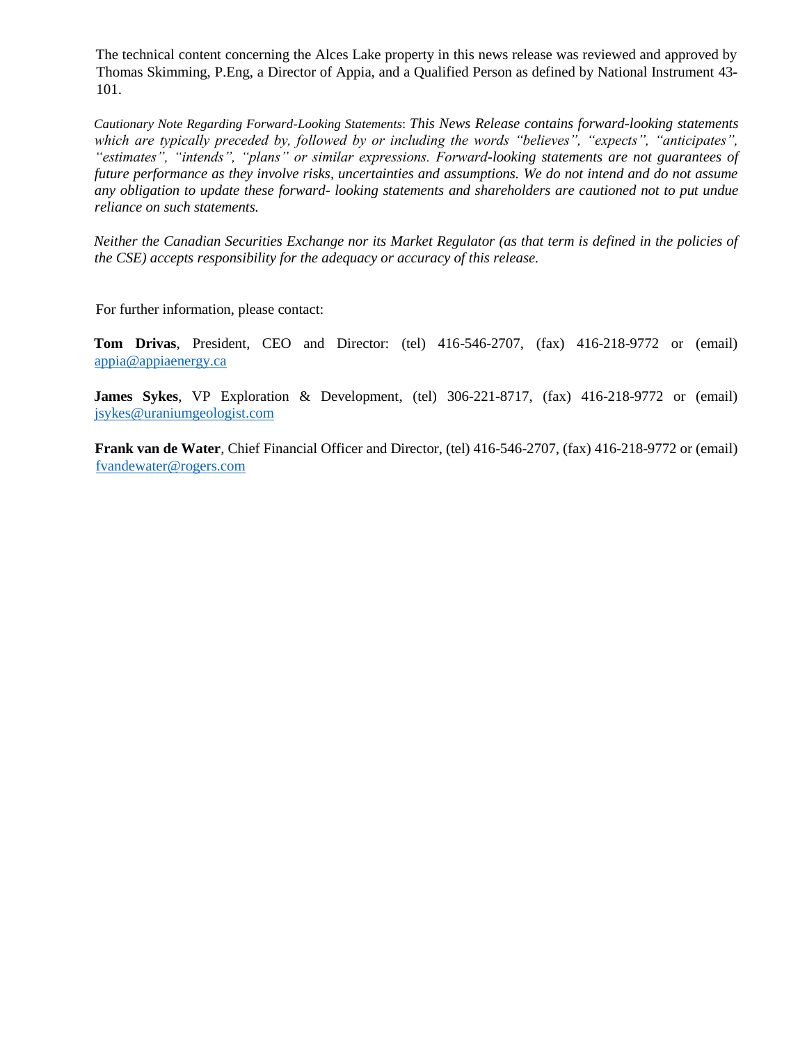The technical content concerning the Alces Lake property in this news release was reviewed and approved by Thomas Skimming, P.Eng, a Director of Appia, and a Qualified Person as defined by National Instrument 43-101.

*Cautionary Note Regarding Forward-Looking Statements*: *This News Release contains forward-looking statements which are typically preceded by, followed by or including the words "believes", "expects", "anticipates", "estimates", "intends", "plans" or similar expressions. Forward-looking statements are not guarantees of future performance as they involve risks, uncertainties and assumptions. We do not intend and do not assume any obligation to update these forward- looking statements and shareholders are cautioned not to put undue reliance on such statements.*

*Neither the Canadian Securities Exchange nor its Market Regulator (as that term is defined in the policies of the CSE) accepts responsibility for the adequacy or accuracy of this release.*

For further information, please contact:

**Tom Drivas**, President, CEO and Director: (tel) 416-546-2707, (fax) 416-218-9772 or (email) appia@appiaenergy.ca

**James Sykes**, VP Exploration & Development, (tel) 306-221-8717, (fax) 416-218-9772 or (email) jsykes@uraniumgeologist.com

**Frank van de Water**, Chief Financial Officer and Director, (tel) 416-546-2707, (fax) 416-218-9772 or (email) fvandewater@rogers.com